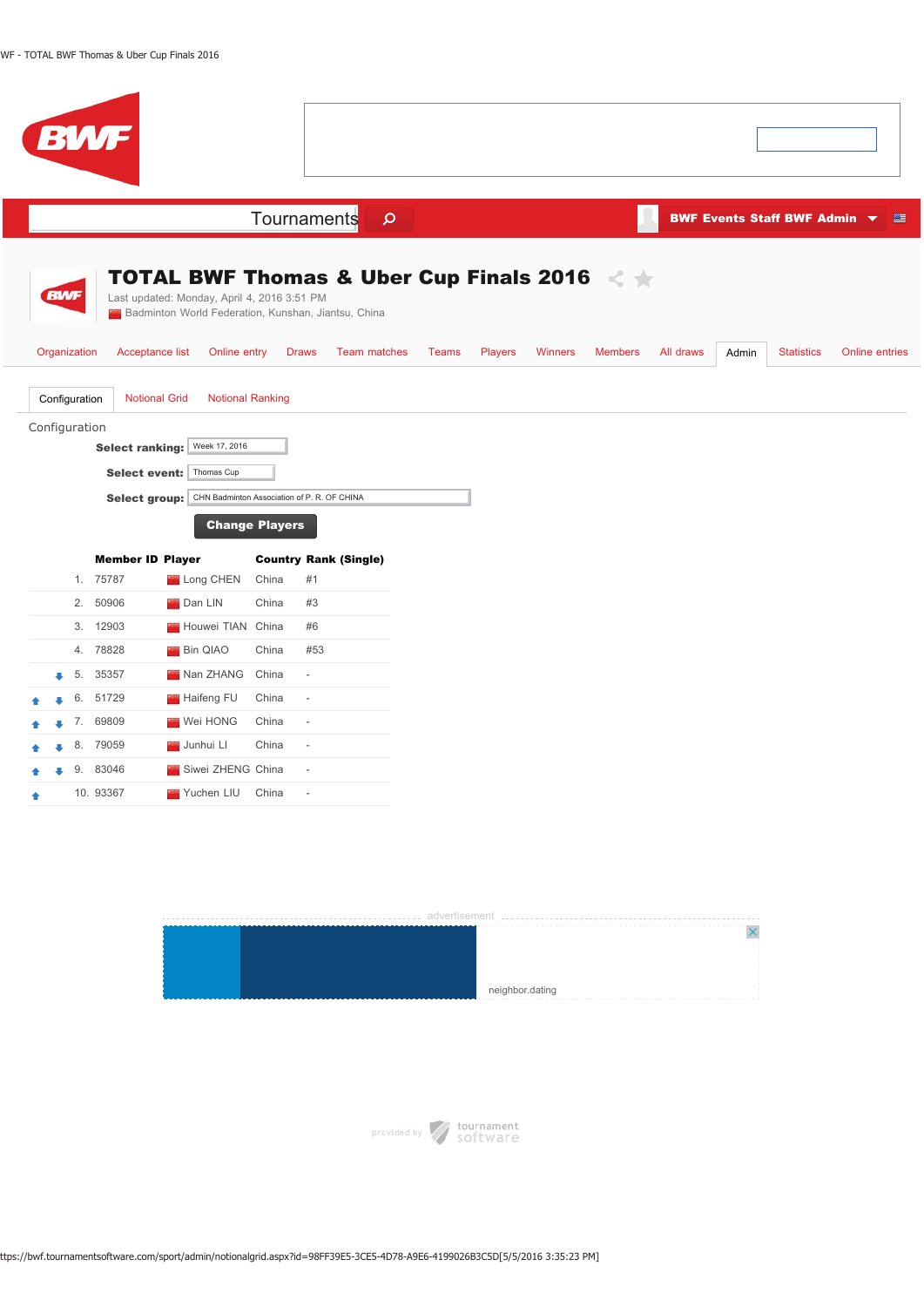# TOTAL BWF Thomas & Uber Cup Finals 2016

Last updated: Monday, April 4, 2016 3:51 PM

Badminton World Federation, Kunshan, Jiantsu, China

Organization | Acceptance list | Online entry | Draws | Team matches | Teams | Players | Winners | Members | All draws | Admin | Statistics | Online entries

Configuration | Notional Grid | Notional Ranking

Configuration

**Select ranking:** Week 17, 2016

**Select event:** Thomas Cup

**Select group:** CHN Badminton Association of P. R. OF CHINA

**Change Players**

| | Member ID | Player | Country | Rank (Single) |
|---|---|---|---|---|
| 1. | 75787 | Long CHEN | China | #1 |
| 2. | 50906 | Dan LIN | China | #3 |
| 3. | 12903 | Houwei TIAN | China | #6 |
| 4. | 78828 | Bin QIAO | China | #53 |
| 5. | 35357 | Nan ZHANG | China | - |
| 6. | 51729 | Haifeng FU | China | - |
| 7. | 69809 | Wei HONG | China | - |
| 8. | 79059 | Junhui LI | China | - |
| 9. | 83046 | Siwei ZHENG | China | - |
| 10. | 93367 | Yuchen LIU | China | - |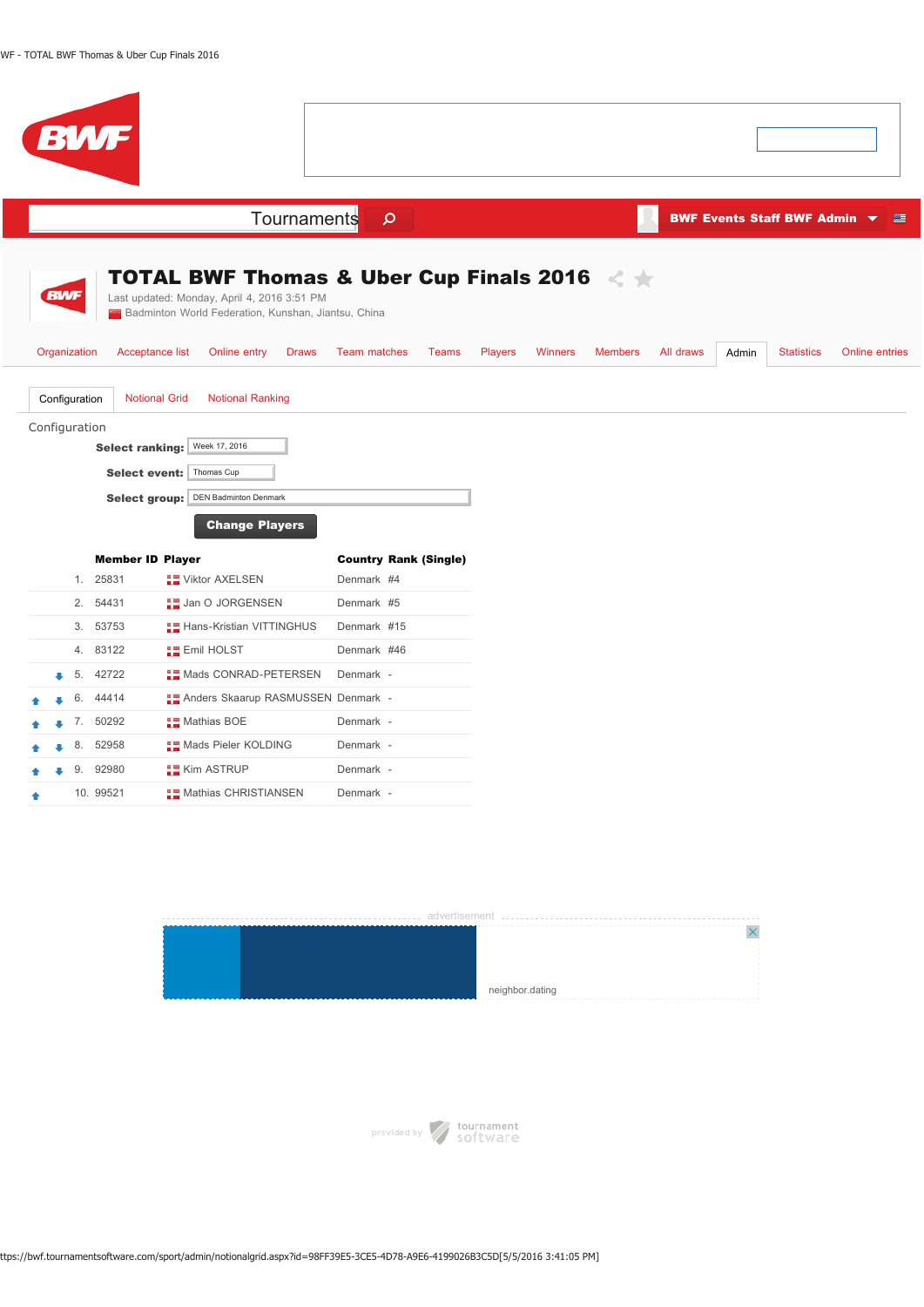# TOTAL BWF Thomas & Uber Cup Finals 2016

Last updated: Monday, April 4, 2016 3:51 PM

Badminton World Federation, Kunshan, Jiantsu, China

Organization | Acceptance list | Online entry | Draws | Team matches | Teams | Players | Winners | Members | All draws | Admin | Statistics | Online entries

Configuration | Notional Grid | Notional Ranking

Configuration

**Select ranking:** Week 17, 2016

**Select event:** Thomas Cup

**Select group:** DEN Badminton Denmark

**Change Players**

| | Member ID | Player | Country | Rank (Single) |
|---|---|---|---|---|
| 1. | 25831 | Viktor AXELSEN | Denmark | #4 |
| 2. | 54431 | Jan O JORGENSEN | Denmark | #5 |
| 3. | 53753 | Hans-Kristian VITTINGHUS | Denmark | #15 |
| 4. | 83122 | Emil HOLST | Denmark | #46 |
| 5. | 42722 | Mads CONRAD-PETERSEN | Denmark | - |
| 6. | 44414 | Anders Skaarup RASMUSSEN | Denmark | - |
| 7. | 50292 | Mathias BOE | Denmark | - |
| 8. | 52958 | Mads Pieler KOLDING | Denmark | - |
| 9. | 92980 | Kim ASTRUP | Denmark | - |
| 10. | 99521 | Mathias CHRISTIANSEN | Denmark | - |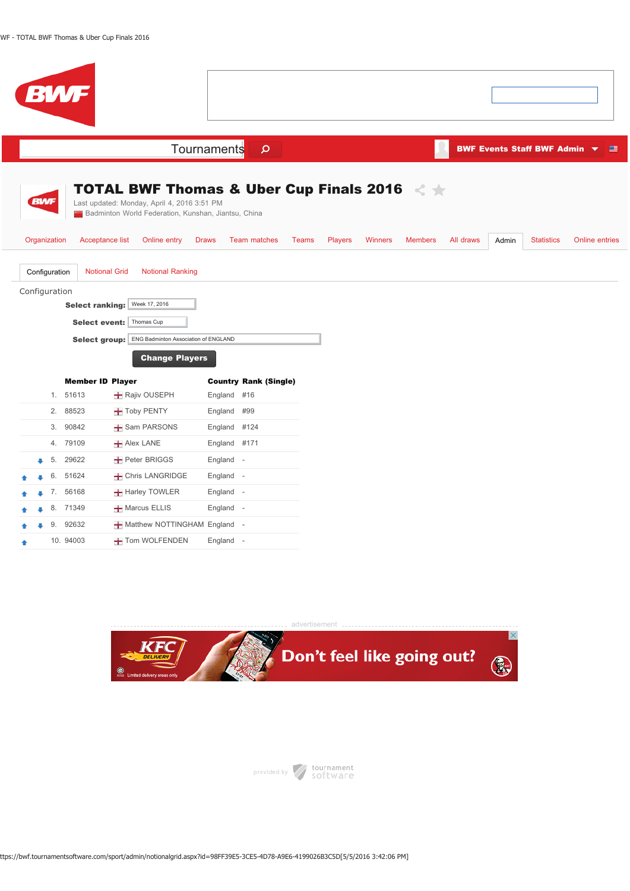# TOTAL BWF Thomas & Uber Cup Finals 2016

Last updated: Monday, April 4, 2016 3:51 PM

Badminton World Federation, Kunshan, Jiantsu, China

Organization | Acceptance list | Online entry | Draws | Team matches | Teams | Players | Winners | Members | All draws | Admin | Statistics | Online entries

Configuration | Notional Grid | Notional Ranking

## Configuration

**Select ranking:** Week 17, 2016

**Select event:** Thomas Cup

**Select group:** ENG Badminton Association of ENGLAND

**Change Players**

| | Member ID | Player | Country | Rank (Single) |
|---|---|---|---|---|
| 1. | 51613 | Rajiv OUSEPH | England | #16 |
| 2. | 88523 | Toby PENTY | England | #99 |
| 3. | 90842 | Sam PARSONS | England | #124 |
| 4. | 79109 | Alex LANE | England | #171 |
| 5. | 29622 | Peter BRIGGS | England | - |
| 6. | 51624 | Chris LANGRIDGE | England | - |
| 7. | 56168 | Harley TOWLER | England | - |
| 8. | 71349 | Marcus ELLIS | England | - |
| 9. | 92632 | Matthew NOTTINGHAM | England | - |
| 10. | 94003 | Tom WOLFENDEN | England | - |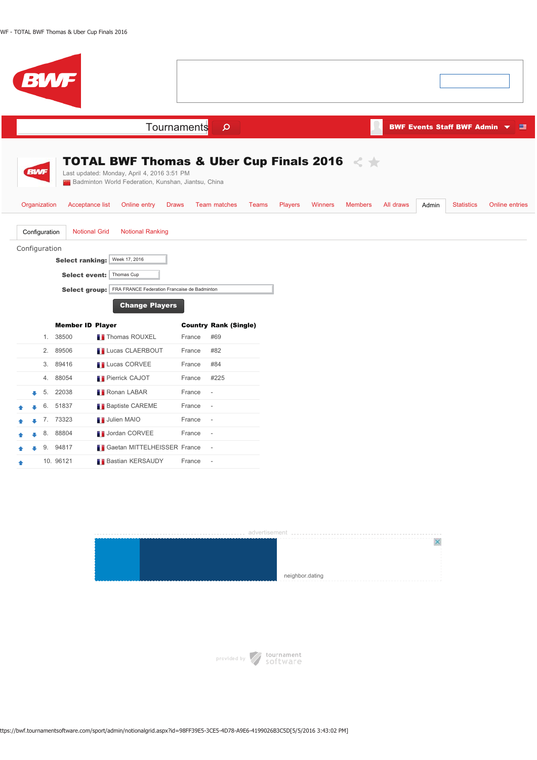Tournaments

BWF Events Staff BWF Admin

# TOTAL BWF Thomas & Uber Cup Finals 2016

Last updated: Monday, April 4, 2016 3:51 PM
Badminton World Federation, Kunshan, Jiantsu, China

Organization | Acceptance list | Online entry | Draws | Team matches | Teams | Players | Winners | Members | All draws | Admin | Statistics | Online entries

Configuration | Notional Grid | Notional Ranking

## Configuration

**Select ranking:** Week 17, 2016

**Select event:** Thomas Cup

**Select group:** FRA FRANCE Federation Francaise de Badminton

**Change Players**

| | Member ID | Player | Country | Rank (Single) |
|---|---|---|---|---|
| 1. | 38500 | Thomas ROUXEL | France | #69 |
| 2. | 89506 | Lucas CLAERBOUT | France | #82 |
| 3. | 89416 | Lucas CORVEE | France | #84 |
| 4. | 88054 | Pierrick CAJOT | France | #225 |
| 5. | 22038 | Ronan LABAR | France | - |
| 6. | 51837 | Baptiste CAREME | France | - |
| 7. | 73323 | Julien MAIO | France | - |
| 8. | 88804 | Jordan CORVEE | France | - |
| 9. | 94817 | Gaetan MITTELHEISSER | France | - |
| 10. | 96121 | Bastian KERSAUDY | France | - |

advertisement

neighbor.dating

provided by tournament software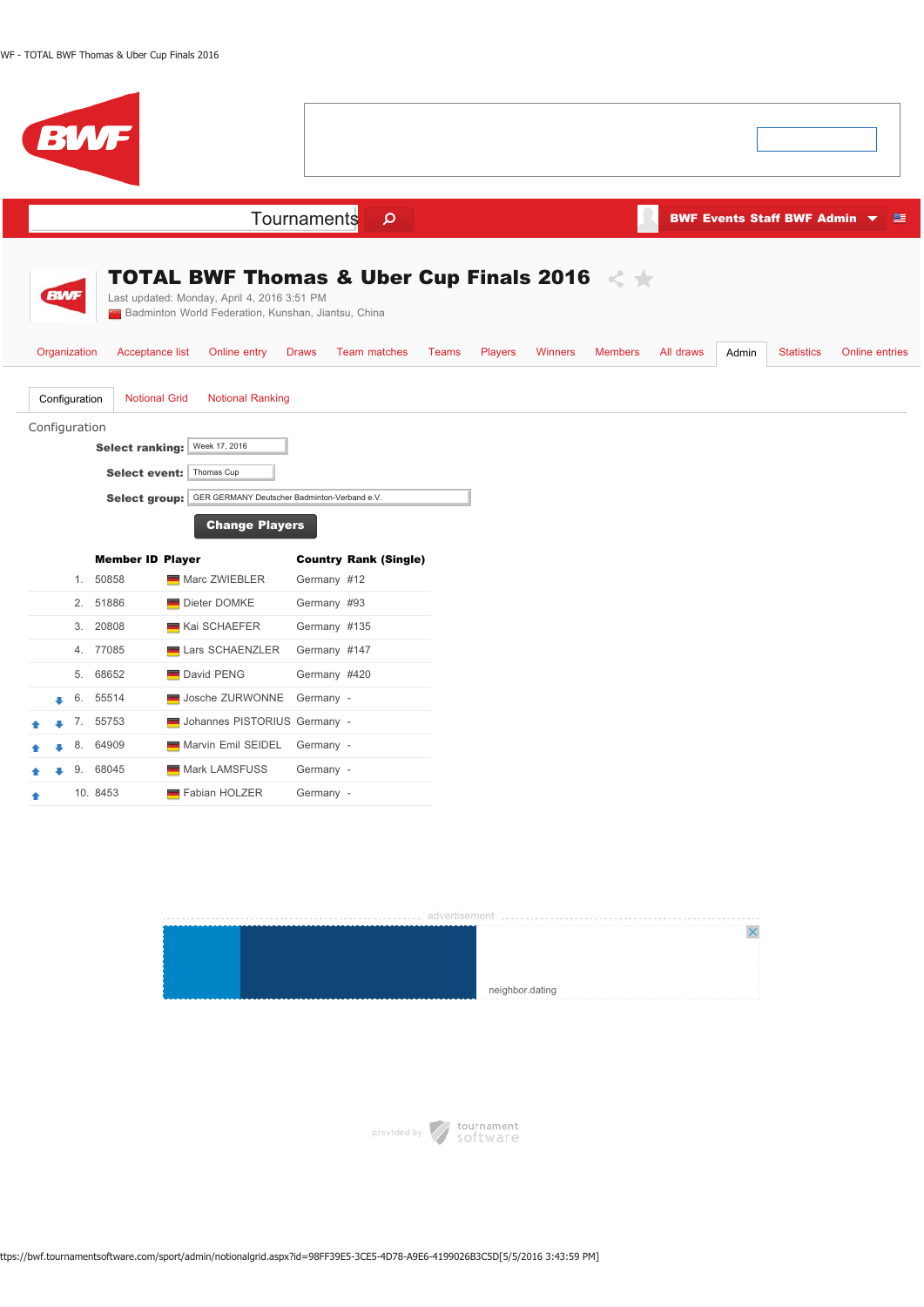# TOTAL BWF Thomas & Uber Cup Finals 2016

Last updated: Monday, April 4, 2016 3:51 PM
Badminton World Federation, Kunshan, Jiantsu, China

Organization | Acceptance list | Online entry | Draws | Team matches | Teams | Players | Winners | Members | All draws | Admin | Statistics | Online entries

Configuration | Notional Grid | Notional Ranking

Configuration

**Select ranking:** Week 17, 2016

**Select event:** Thomas Cup

**Select group:** GER GERMANY Deutscher Badminton-Verband e.V.

**Change Players**

| | Member ID | Player | Country | Rank (Single) |
|---|---|---|---|---|
| 1. | 50858 | Marc ZWIEBLER | Germany | #12 |
| 2. | 51886 | Dieter DOMKE | Germany | #93 |
| 3. | 20808 | Kai SCHAEFER | Germany | #135 |
| 4. | 77085 | Lars SCHAENZLER | Germany | #147 |
| 5. | 68652 | David PENG | Germany | #420 |
| 6. | 55514 | Josche ZURWONNE | Germany | - |
| 7. | 55753 | Johannes PISTORIUS | Germany | - |
| 8. | 64909 | Marvin Emil SEIDEL | Germany | - |
| 9. | 68045 | Mark LAMSFUSS | Germany | - |
| 10. | 8453 | Fabian HOLZER | Germany | - |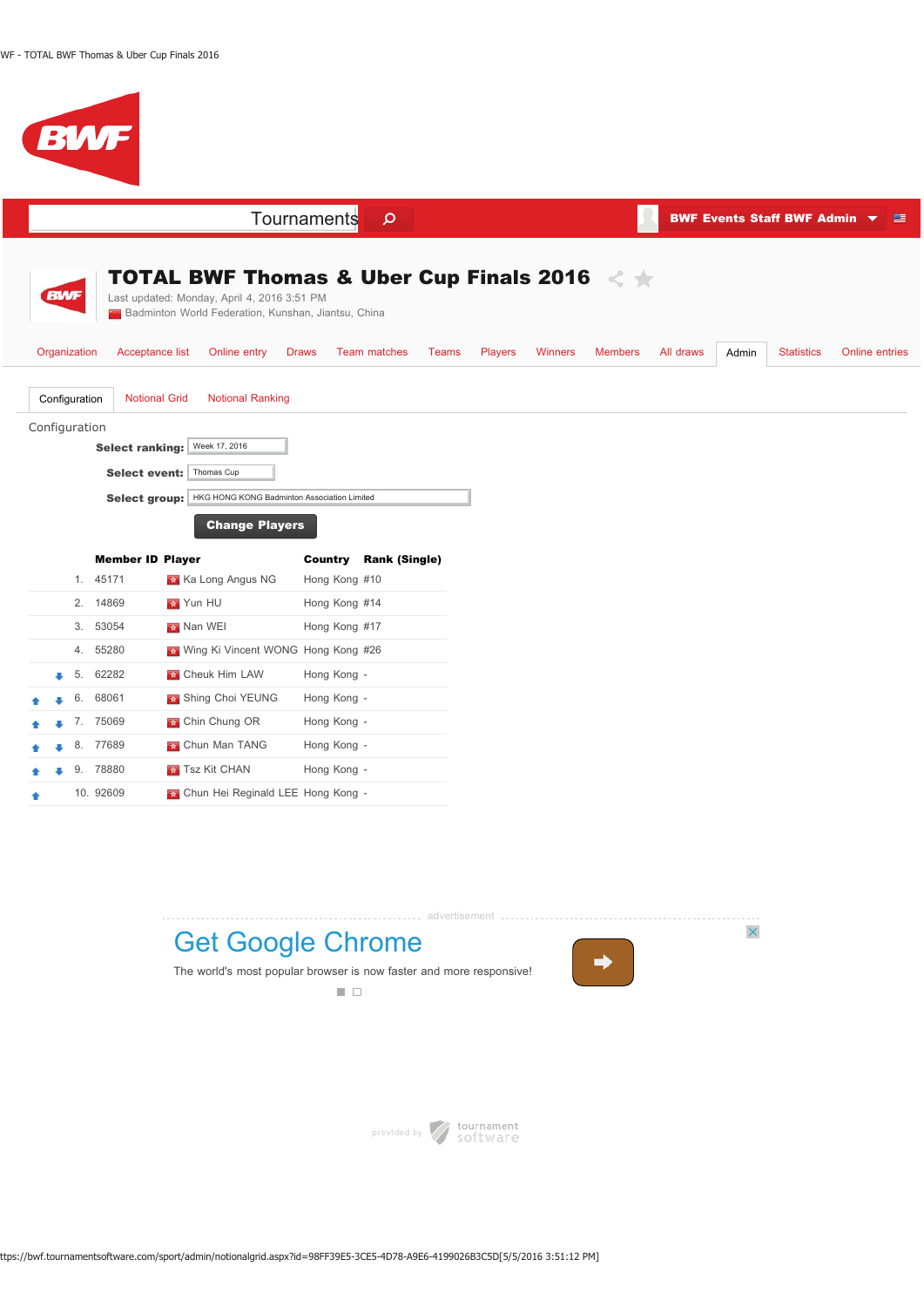# TOTAL BWF Thomas & Uber Cup Finals 2016

Last updated: Monday, April 4, 2016 3:51 PM

Badminton World Federation, Kunshan, Jiantsu, China

Organization | Acceptance list | Online entry | Draws | Team matches | Teams | Players | Winners | Members | All draws | Admin | Statistics | Online entries

Configuration | Notional Grid | Notional Ranking

## Configuration

**Select ranking:** Week 17, 2016

**Select event:** Thomas Cup

**Select group:** HKG HONG KONG Badminton Association Limited

**Change Players**

| | Member ID | Player | Country | Rank (Single) |
|---|---|---|---|---|
| 1. | 45171 | Ka Long Angus NG | Hong Kong | #10 |
| 2. | 14869 | Yun HU | Hong Kong | #14 |
| 3. | 53054 | Nan WEI | Hong Kong | #17 |
| 4. | 55280 | Wing Ki Vincent WONG | Hong Kong | #26 |
| 5. | 62282 | Cheuk Him LAW | Hong Kong | - |
| 6. | 68061 | Shing Choi YEUNG | Hong Kong | - |
| 7. | 75069 | Chin Chung OR | Hong Kong | - |
| 8. | 77689 | Chun Man TANG | Hong Kong | - |
| 9. | 78880 | Tsz Kit CHAN | Hong Kong | - |
| 10. | 92609 | Chun Hei Reginald LEE | Hong Kong | - |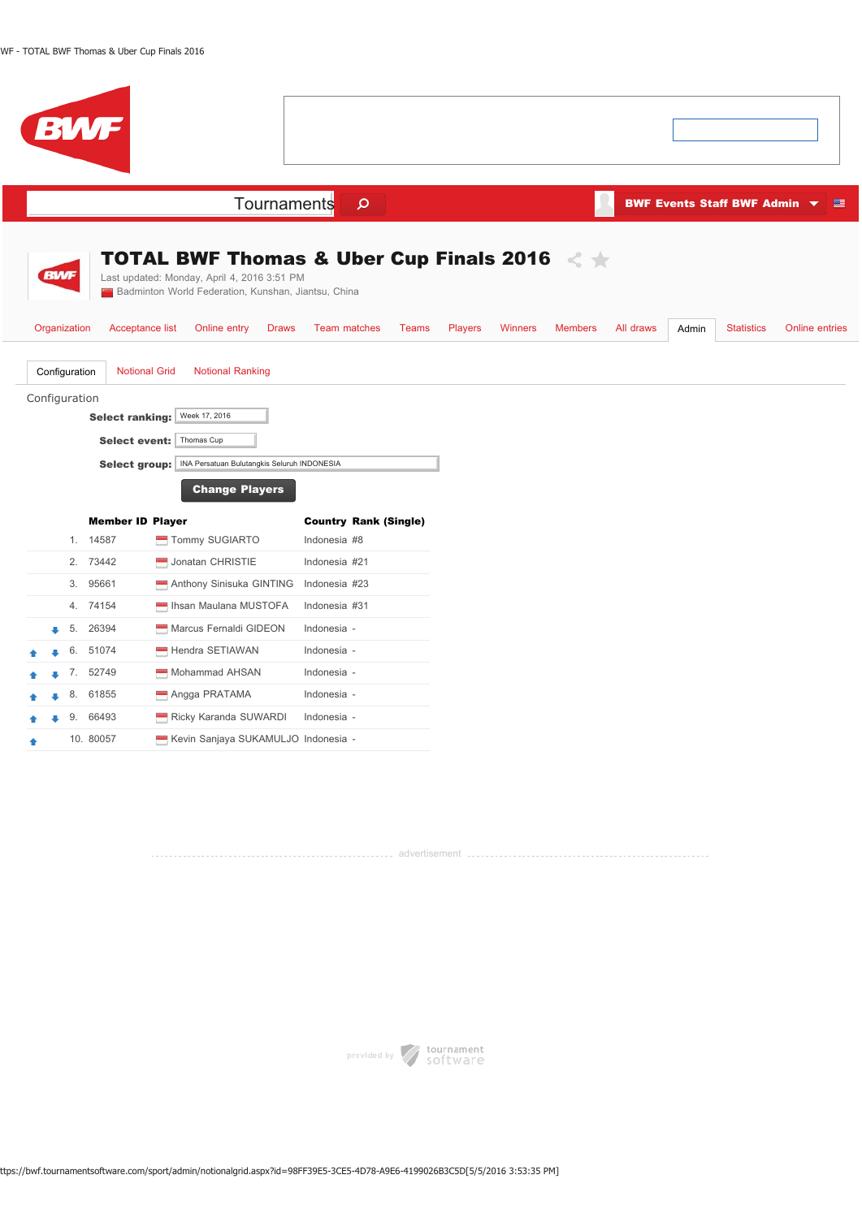# TOTAL BWF Thomas & Uber Cup Finals 2016

Last updated: Monday, April 4, 2016 3:51 PM

Badminton World Federation, Kunshan, Jiantsu, China

Organization | Acceptance list | Online entry | Draws | Team matches | Teams | Players | Winners | Members | All draws | Admin | Statistics | Online entries

Configuration | Notional Grid | Notional Ranking

## Configuration

**Select ranking:** Week 17, 2016

**Select event:** Thomas Cup

**Select group:** INA Persatuan Bulutangkis Seluruh INDONESIA

**Change Players**

| | Member ID | Player | Country | Rank (Single) |
|---|---|---|---|---|
| 1. | 14587 | Tommy SUGIARTO | Indonesia | #8 |
| 2. | 73442 | Jonatan CHRISTIE | Indonesia | #21 |
| 3. | 95661 | Anthony Sinisuka GINTING | Indonesia | #23 |
| 4. | 74154 | Ihsan Maulana MUSTOFA | Indonesia | #31 |
| 5. | 26394 | Marcus Fernaldi GIDEON | Indonesia | - |
| 6. | 51074 | Hendra SETIAWAN | Indonesia | - |
| 7. | 52749 | Mohammad AHSAN | Indonesia | - |
| 8. | 61855 | Angga PRATAMA | Indonesia | - |
| 9. | 66493 | Ricky Karanda SUWARDI | Indonesia | - |
| 10. | 80057 | Kevin Sanjaya SUKAMULJO | Indonesia | - |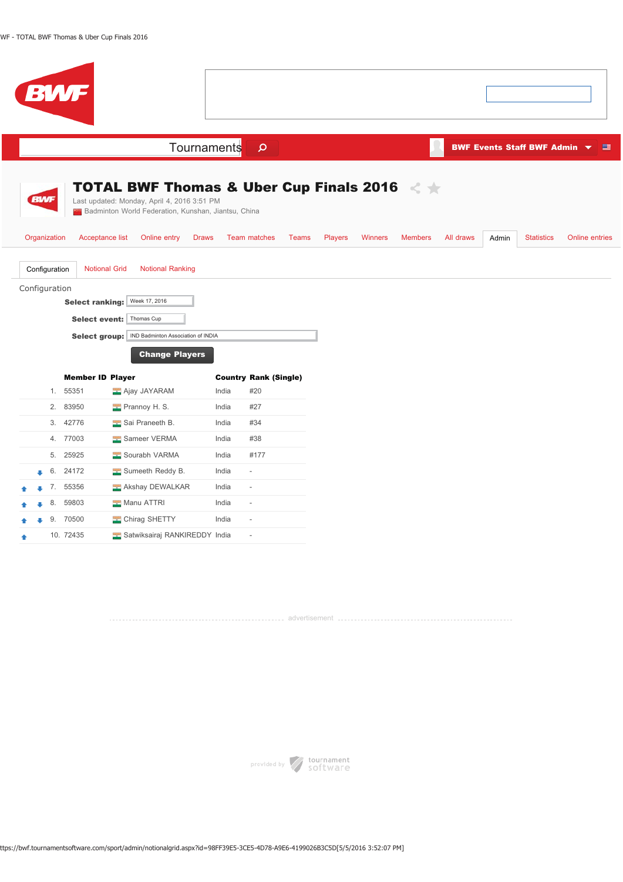Tournaments

BWF Events Staff BWF Admin

# TOTAL BWF Thomas & Uber Cup Finals 2016

Last updated: Monday, April 4, 2016 3:51 PM

Badminton World Federation, Kunshan, Jiantsu, China

Organization | Acceptance list | Online entry | Draws | Team matches | Teams | Players | Winners | Members | All draws | Admin | Statistics | Online entries

Configuration | Notional Grid | Notional Ranking

## Configuration

**Select ranking:** Week 17, 2016

**Select event:** Thomas Cup

**Select group:** IND Badminton Association of INDIA

**Change Players**

| | Member ID | Player | Country | Rank (Single) |
|---|---|---|---|---|
| 1. | 55351 | Ajay JAYARAM | India | #20 |
| 2. | 83950 | Prannoy H. S. | India | #27 |
| 3. | 42776 | Sai Praneeth B. | India | #34 |
| 4. | 77003 | Sameer VERMA | India | #38 |
| 5. | 25925 | Sourabh VARMA | India | #177 |
| 6. | 24172 | Sumeeth Reddy B. | India | - |
| 7. | 55356 | Akshay DEWALKAR | India | - |
| 8. | 59803 | Manu ATTRI | India | - |
| 9. | 70500 | Chirag SHETTY | India | - |
| 10. | 72435 | Satwiksairaj RANKIREDDY | India | - |

advertisement

provided by tournament software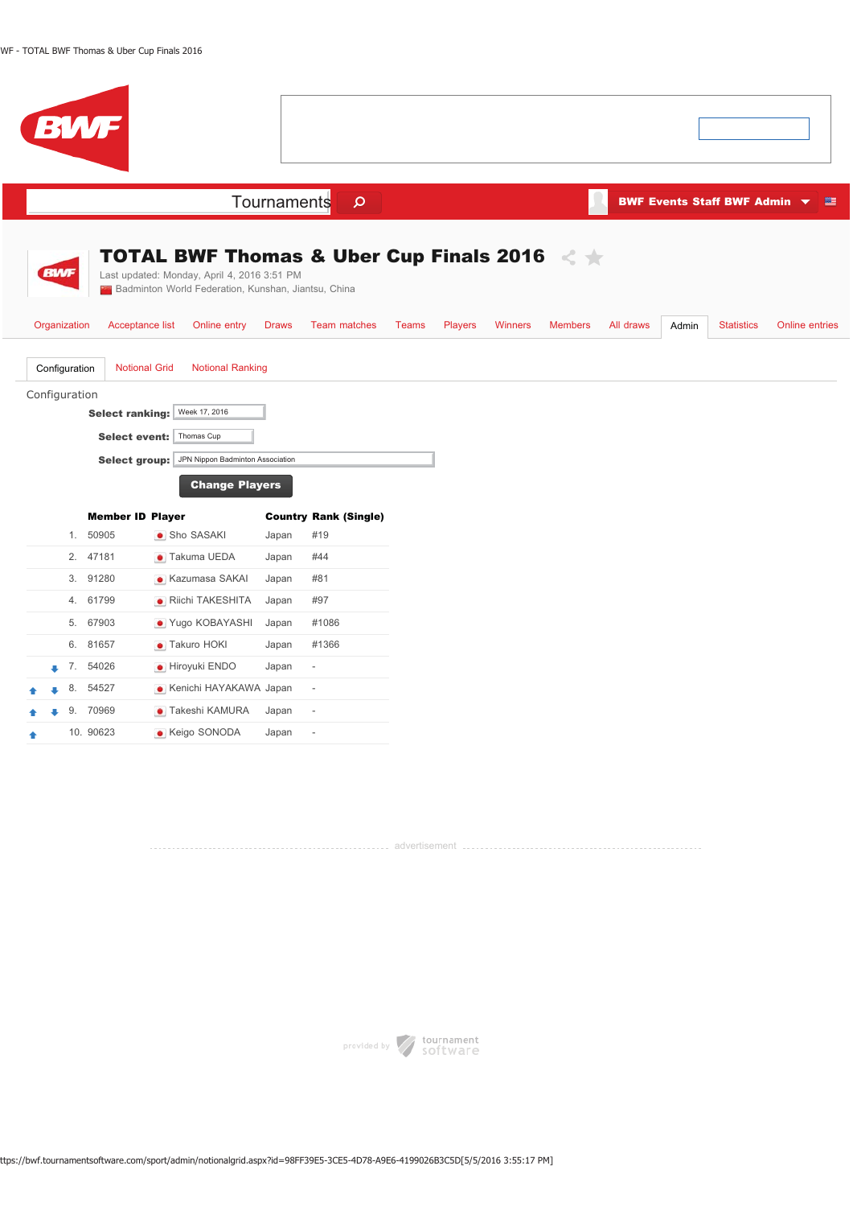Tournaments

BWF Events Staff BWF Admin

# TOTAL BWF Thomas & Uber Cup Finals 2016

Last updated: Monday, April 4, 2016 3:51 PM

Badminton World Federation, Kunshan, Jiantsu, China

Organization | Acceptance list | Online entry | Draws | Team matches | Teams | Players | Winners | Members | All draws | Admin | Statistics | Online entries

Configuration | Notional Grid | Notional Ranking

Configuration

**Select ranking:** Week 17, 2016

**Select event:** Thomas Cup

**Select group:** JPN Nippon Badminton Association

**Change Players**

| | Member ID | Player | Country | Rank (Single) |
|---|---|---|---|---|
| 1. | 50905 | Sho SASAKI | Japan | #19 |
| 2. | 47181 | Takuma UEDA | Japan | #44 |
| 3. | 91280 | Kazumasa SAKAI | Japan | #81 |
| 4. | 61799 | Riichi TAKESHITA | Japan | #97 |
| 5. | 67903 | Yugo KOBAYASHI | Japan | #1086 |
| 6. | 81657 | Takuro HOKI | Japan | #1366 |
| 7. | 54026 | Hiroyuki ENDO | Japan | - |
| 8. | 54527 | Kenichi HAYAKAWA | Japan | - |
| 9. | 70969 | Takeshi KAMURA | Japan | - |
| 10. | 90623 | Keigo SONODA | Japan | - |

advertisement

provided by tournament software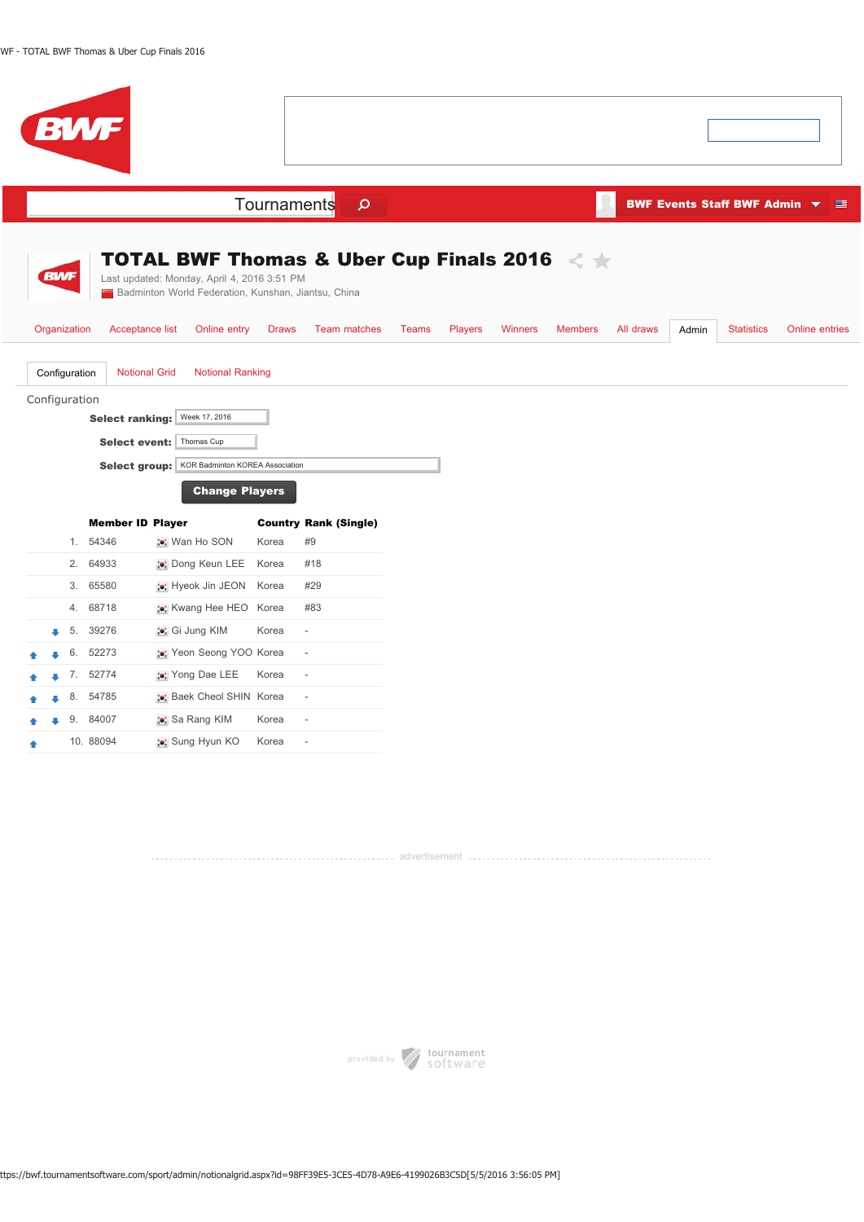Tournaments

BWF Events Staff BWF Admin

# TOTAL BWF Thomas & Uber Cup Finals 2016

Last updated: Monday, April 4, 2016 3:51 PM
Badminton World Federation, Kunshan, Jiantsu, China

Organization | Acceptance list | Online entry | Draws | Team matches | Teams | Players | Winners | Members | All draws | Admin | Statistics | Online entries

Configuration | Notional Grid | Notional Ranking

Configuration

**Select ranking:** Week 17, 2016

**Select event:** Thomas Cup

**Select group:** KOR Badminton KOREA Association

**Change Players**

| | Member ID | Player | Country | Rank (Single) |
|---|---|---|---|---|
| 1. | 54346 | Wan Ho SON | Korea | #9 |
| 2. | 64933 | Dong Keun LEE | Korea | #18 |
| 3. | 65580 | Hyeok Jin JEON | Korea | #29 |
| 4. | 68718 | Kwang Hee HEO | Korea | #83 |
| 5. | 39276 | Gi Jung KIM | Korea | - |
| 6. | 52273 | Yeon Seong YOO | Korea | - |
| 7. | 52774 | Yong Dae LEE | Korea | - |
| 8. | 54785 | Baek Cheol SHIN | Korea | - |
| 9. | 84007 | Sa Rang KIM | Korea | - |
| 10. | 88094 | Sung Hyun KO | Korea | - |

advertisement

provided by tournament software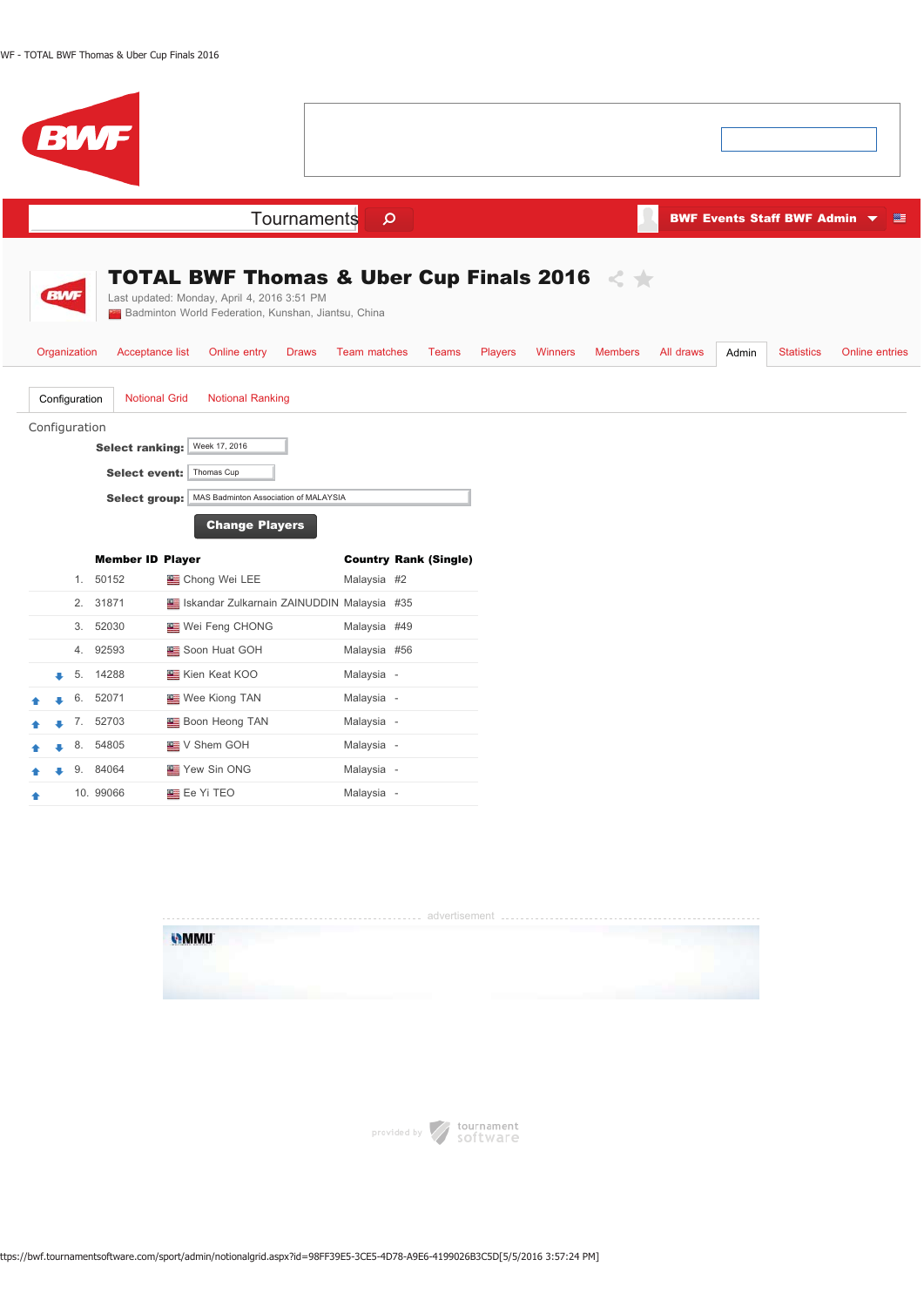Tournaments

BWF Events Staff BWF Admin

# TOTAL BWF Thomas & Uber Cup Finals 2016

Last updated: Monday, April 4, 2016 3:51 PM

Badminton World Federation, Kunshan, Jiantsu, China

Organization | Acceptance list | Online entry | Draws | Team matches | Teams | Players | Winners | Members | All draws | Admin | Statistics | Online entries

Configuration | Notional Grid | Notional Ranking

Configuration

**Select ranking:** Week 17, 2016

**Select event:** Thomas Cup

**Select group:** MAS Badminton Association of MALAYSIA

**Change Players**

| | Member ID | Player | Country | Rank (Single) |
|---|---|---|---|---|
| 1. | 50152 | Chong Wei LEE | Malaysia | #2 |
| 2. | 31871 | Iskandar Zulkarnain ZAINUDDIN | Malaysia | #35 |
| 3. | 52030 | Wei Feng CHONG | Malaysia | #49 |
| 4. | 92593 | Soon Huat GOH | Malaysia | #56 |
| 5. | 14288 | Kien Keat KOO | Malaysia | - |
| 6. | 52071 | Wee Kiong TAN | Malaysia | - |
| 7. | 52703 | Boon Heong TAN | Malaysia | - |
| 8. | 54805 | V Shem GOH | Malaysia | - |
| 9. | 84064 | Yew Sin ONG | Malaysia | - |
| 10. | 99066 | Ee Yi TEO | Malaysia | - |

advertisement

provided by tournament software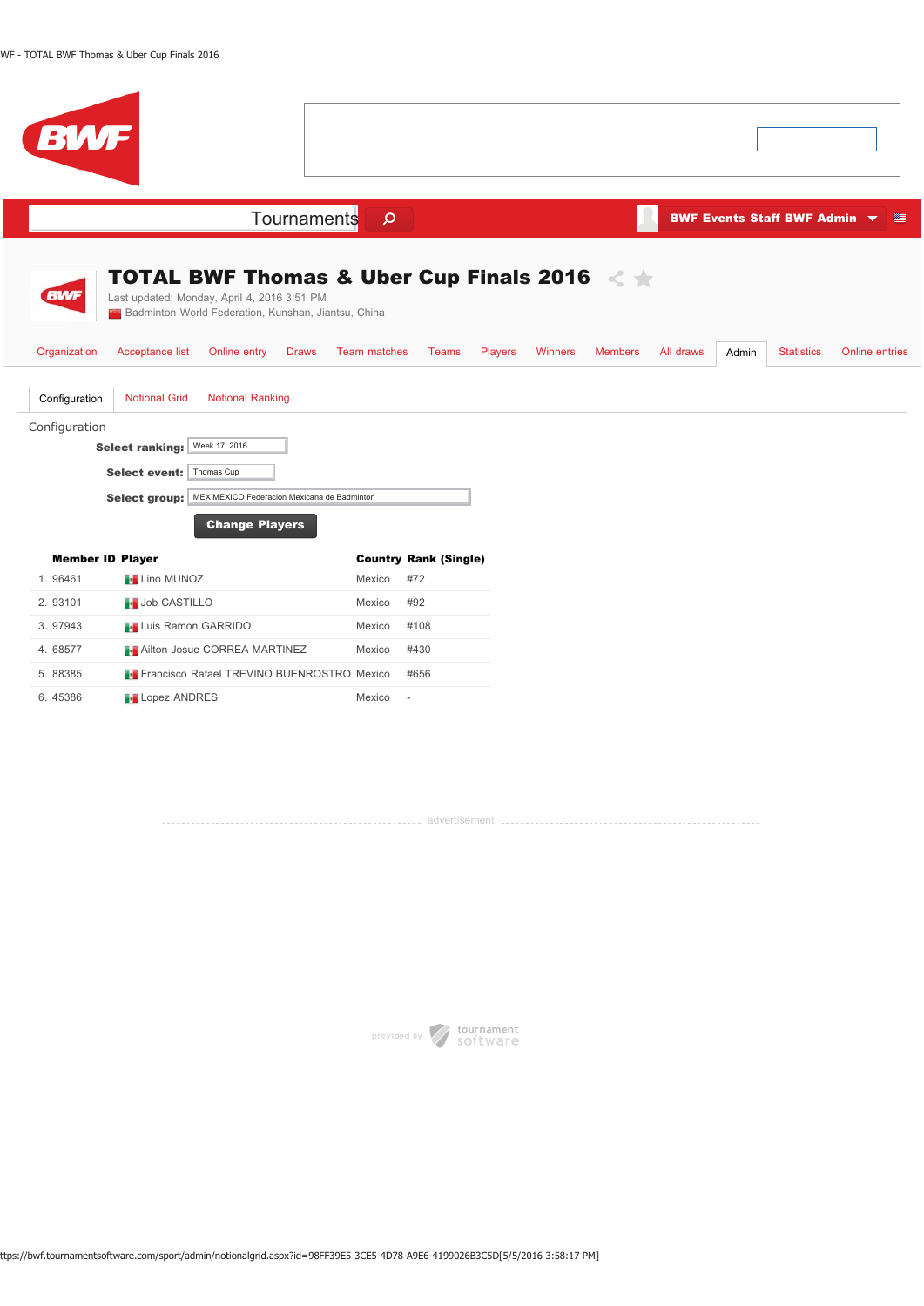Tournaments

BWF Events Staff BWF Admin

# TOTAL BWF Thomas & Uber Cup Finals 2016

Last updated: Monday, April 4, 2016 3:51 PM
Badminton World Federation, Kunshan, Jiantsu, China

Organization | Acceptance list | Online entry | Draws | Team matches | Teams | Players | Winners | Members | All draws | Admin | Statistics | Online entries

Configuration | Notional Grid | Notional Ranking

Configuration

**Select ranking:** Week 17, 2016

**Select event:** Thomas Cup

**Select group:** MEX MEXICO Federacion Mexicana de Badminton

**Change Players**

| | Member ID | Player | Country | Rank (Single) |
|---|---|---|---|---|
| 1. | 96461 | Lino MUNOZ | Mexico | #72 |
| 2. | 93101 | Job CASTILLO | Mexico | #92 |
| 3. | 97943 | Luis Ramon GARRIDO | Mexico | #108 |
| 4. | 68577 | Ailton Josue CORREA MARTINEZ | Mexico | #430 |
| 5. | 88385 | Francisco Rafael TREVINO BUENROSTRO | Mexico | #656 |
| 6. | 45386 | Lopez ANDRES | Mexico | - |

advertisement

provided by tournament software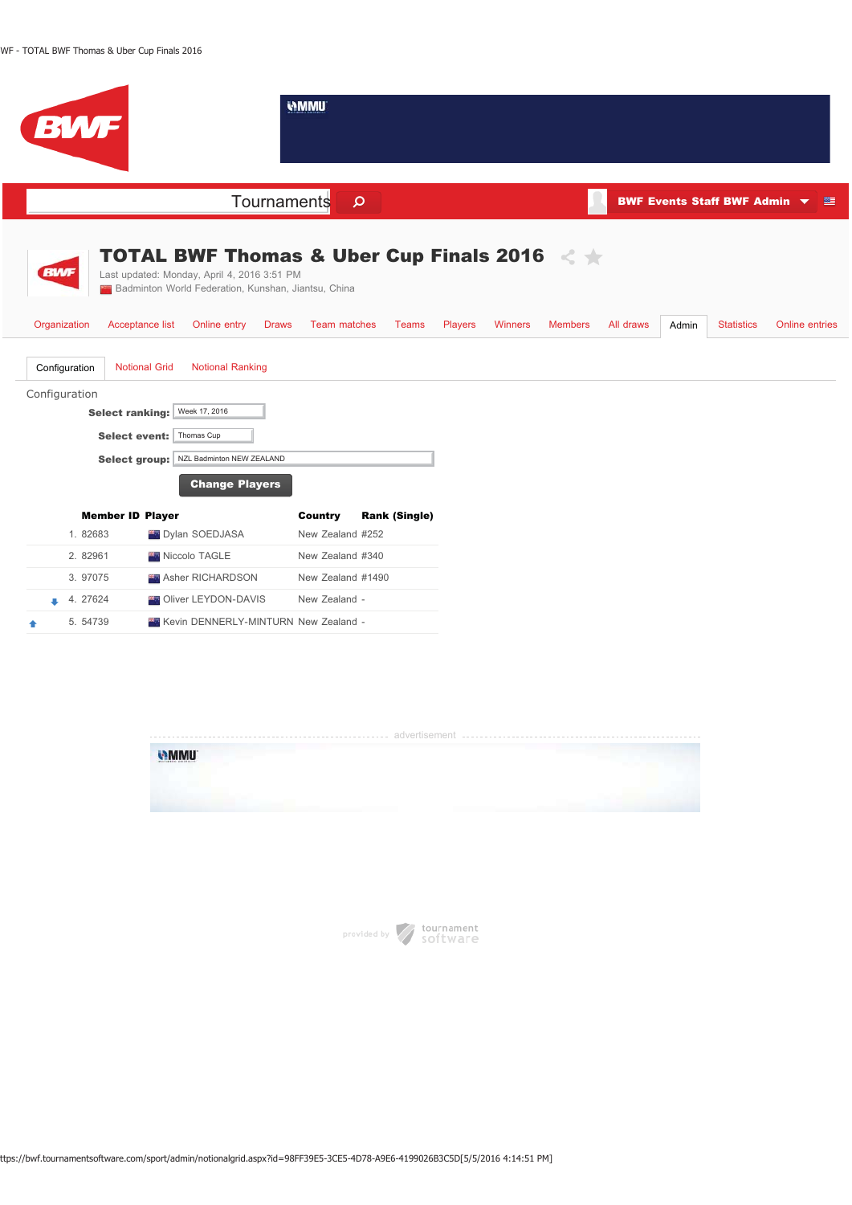Tournaments

BWF Events Staff BWF Admin

# TOTAL BWF Thomas & Uber Cup Finals 2016

Last updated: Monday, April 4, 2016 3:51 PM

Badminton World Federation, Kunshan, Jiantsu, China

Organization | Acceptance list | Online entry | Draws | Team matches | Teams | Players | Winners | Members | All draws | Admin | Statistics | Online entries

Configuration | Notional Grid | Notional Ranking

Configuration

**Select ranking:** Week 17, 2016

**Select event:** Thomas Cup

**Select group:** NZL Badminton NEW ZEALAND

**Change Players**

| | Member ID | Player | Country | Rank (Single) |
|---|---|---|---|---|
| | 1. 82683 | Dylan SOEDJASA | New Zealand | #252 |
| | 2. 82961 | Niccolo TAGLE | New Zealand | #340 |
| | 3. 97075 | Asher RICHARDSON | New Zealand | #1490 |
| ↓ | 4. 27624 | Oliver LEYDON-DAVIS | New Zealand | - |
| ↑ | 5. 54739 | Kevin DENNERLY-MINTURN | New Zealand | - |

advertisement

provided by tournament software

ttps://bwf.tournamentsoftware.com/sport/admin/notionalgrid.aspx?id=98FF39E5-3CE5-4D78-A9E6-4199026B3C5D[5/5/2016 4:14:51 PM]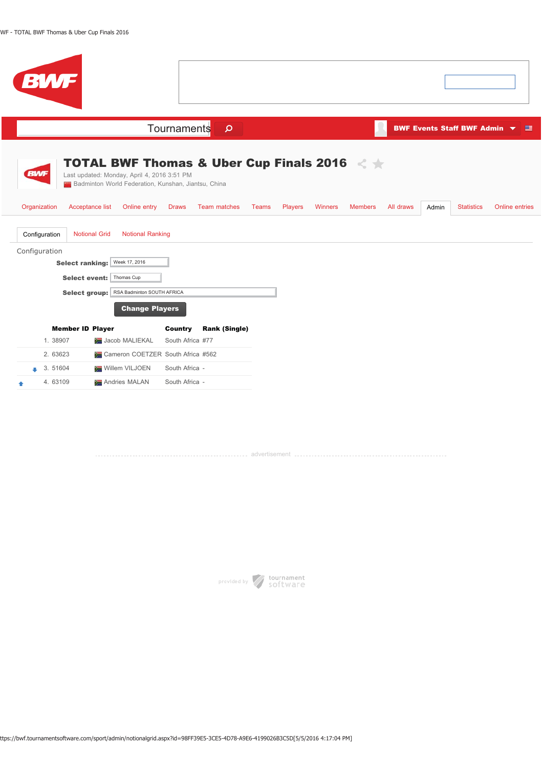Tournaments

BWF Events Staff BWF Admin

# TOTAL BWF Thomas & Uber Cup Finals 2016

Last updated: Monday, April 4, 2016 3:51 PM
Badminton World Federation, Kunshan, Jiantsu, China

Organization | Acceptance list | Online entry | Draws | Team matches | Teams | Players | Winners | Members | All draws | Admin | Statistics | Online entries

Configuration | Notional Grid | Notional Ranking

## Configuration

**Select ranking:** Week 17, 2016

**Select event:** Thomas Cup

**Select group:** RSA Badminton SOUTH AFRICA

**Change Players**

| | Member ID | Player | Country | Rank (Single) |
|---|---|---|---|---|
| | 1. 38907 | Jacob MALIEKAL | South Africa | #77 |
| | 2. 63623 | Cameron COETZER | South Africa | #562 |
| ↓ | 3. 51604 | Willem VILJOEN | South Africa | - |
| ↑ | 4. 63109 | Andries MALAN | South Africa | - |

advertisement

provided by tournament software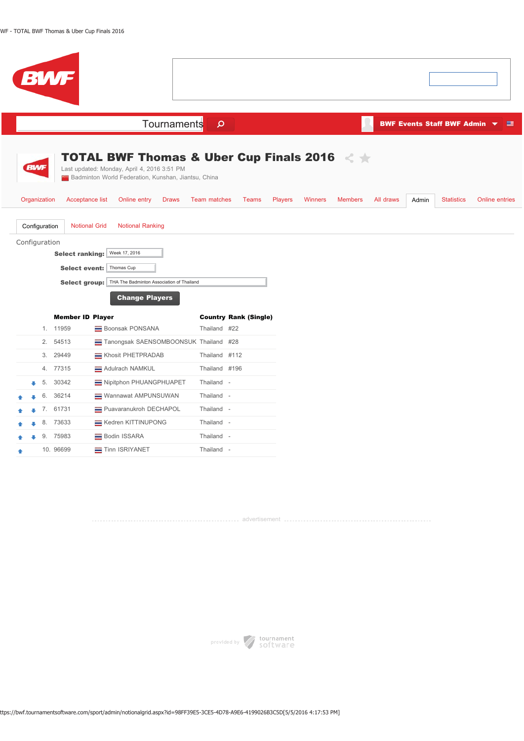Tournaments

BWF Events Staff BWF Admin

# TOTAL BWF Thomas & Uber Cup Finals 2016

Last updated: Monday, April 4, 2016 3:51 PM

Badminton World Federation, Kunshan, Jiantsu, China

Organization | Acceptance list | Online entry | Draws | Team matches | Teams | Players | Winners | Members | All draws | Admin | Statistics | Online entries

Configuration | Notional Grid | Notional Ranking

Configuration

**Select ranking:** Week 17, 2016

**Select event:** Thomas Cup

**Select group:** THA The Badminton Association of Thailand

**Change Players**

| | Member ID | Player | Country | Rank (Single) |
|---|---|---|---|---|
| 1. | 11959 | Boonsak PONSANA | Thailand | #22 |
| 2. | 54513 | Tanongsak SAENSOMBOONSUK | Thailand | #28 |
| 3. | 29449 | Khosit PHETPRADAB | Thailand | #112 |
| 4. | 77315 | Adulrach NAMKUL | Thailand | #196 |
| 5. | 30342 | Nipitphon PHUANGPHUAPET | Thailand | - |
| 6. | 36214 | Wannawat AMPUNSUWAN | Thailand | - |
| 7. | 61731 | Puavaranukroh DECHAPOL | Thailand | - |
| 8. | 73633 | Kedren KITTINUPONG | Thailand | - |
| 9. | 75983 | Bodin ISSARA | Thailand | - |
| 10. | 96699 | Tinn ISRIYANET | Thailand | - |

advertisement

provided by tournament software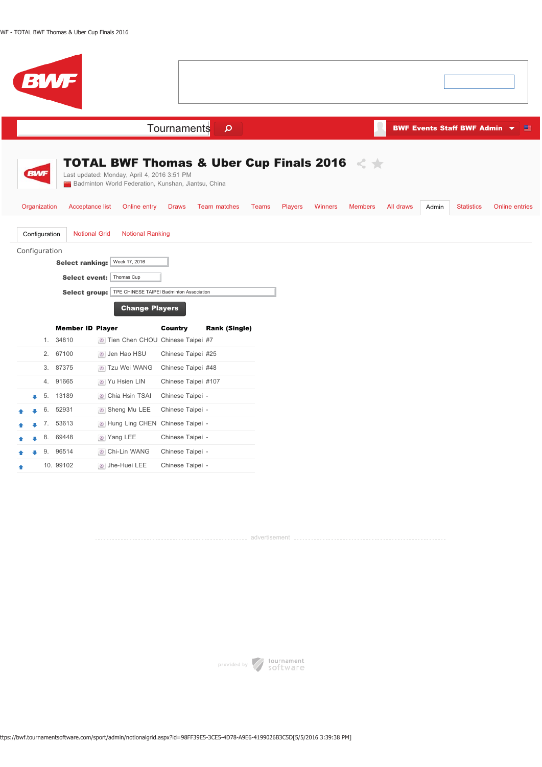Tournaments

BWF Events Staff BWF Admin

# TOTAL BWF Thomas & Uber Cup Finals 2016

Last updated: Monday, April 4, 2016 3:51 PM

Badminton World Federation, Kunshan, Jiantsu, China

Organization | Acceptance list | Online entry | Draws | Team matches | Teams | Players | Winners | Members | All draws | Admin | Statistics | Online entries

Configuration | Notional Grid | Notional Ranking

Configuration

**Select ranking:** Week 17, 2016

**Select event:** Thomas Cup

**Select group:** TPE CHINESE TAIPEI Badminton Association

**Change Players**

| | Member ID | Player | Country | Rank (Single) |
|---|---|---|---|---|
| 1. | 34810 | Tien Chen CHOU | Chinese Taipei | #7 |
| 2. | 67100 | Jen Hao HSU | Chinese Taipei | #25 |
| 3. | 87375 | Tzu Wei WANG | Chinese Taipei | #48 |
| 4. | 91665 | Yu Hsien LIN | Chinese Taipei | #107 |
| 5. | 13189 | Chia Hsin TSAI | Chinese Taipei | - |
| 6. | 52931 | Sheng Mu LEE | Chinese Taipei | - |
| 7. | 53613 | Hung Ling CHEN | Chinese Taipei | - |
| 8. | 69448 | Yang LEE | Chinese Taipei | - |
| 9. | 96514 | Chi-Lin WANG | Chinese Taipei | - |
| 10. | 99102 | Jhe-Huei LEE | Chinese Taipei | - |

advertisement

provided by tournament software